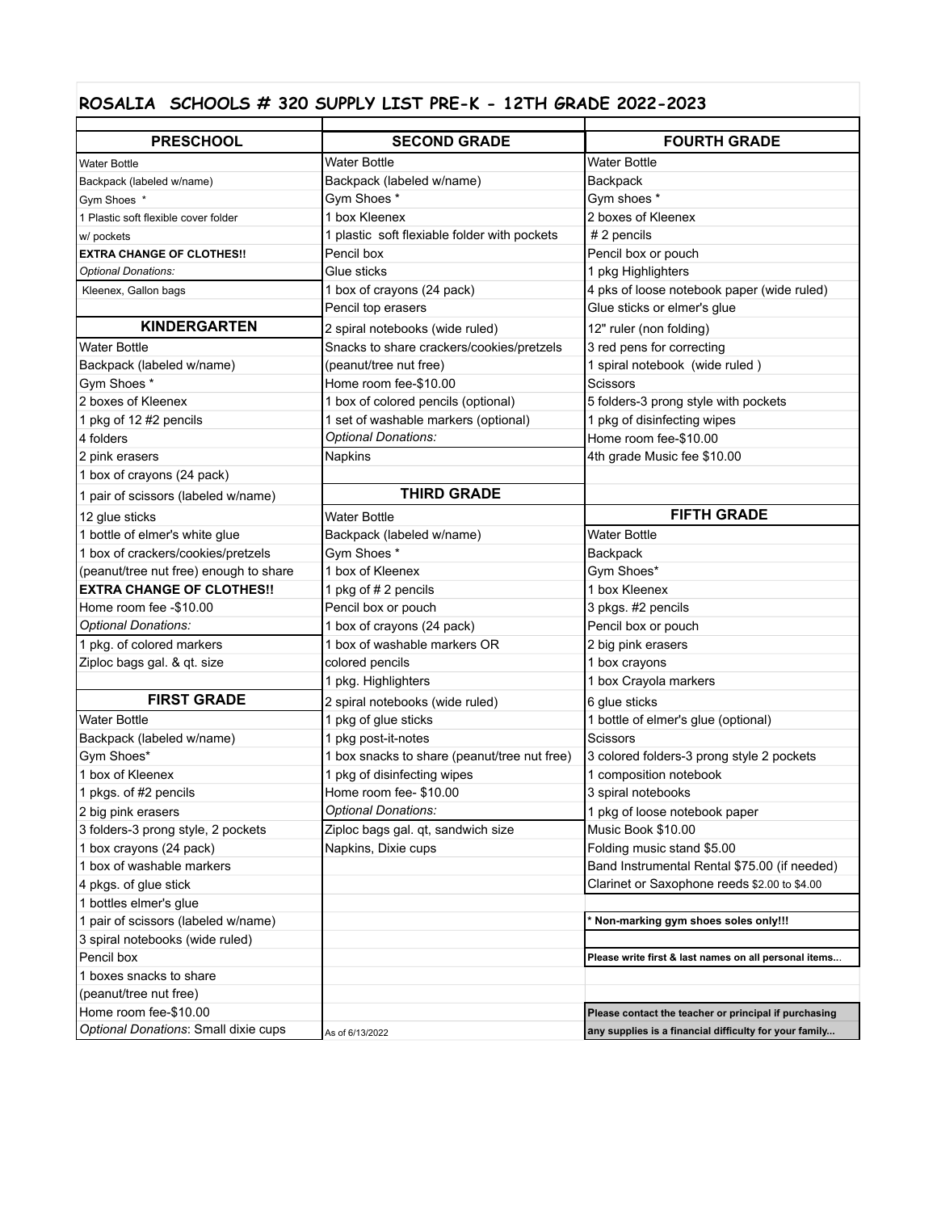# ROSALIA SCHOOLS # 320 SUPPLY LIST PRE-K - 12TH GRADE 2022-2023

## PRESCHOOL

- Water Bottle
- Backpack (labeled w/name)
- Gym Shoes *
- 1 Plastic soft flexible cover folder w/ pockets
- **EXTRA CHANGE OF CLOTHES!!**

*Optional Donations:*

- Kleenex, Gallon bags

## KINDERGARTEN

- Water Bottle
- Backpack (labeled w/name)
- Gym Shoes *
- 2 boxes of Kleenex
- 1 pkg of 12 #2 pencils
- 4 folders
- 2 pink erasers
- 1 box of crayons (24 pack)
- 1 pair of scissors (labeled w/name)
- 12 glue sticks
- 1 bottle of elmer's white glue
- 1 box of crackers/cookies/pretzels (peanut/tree nut free) enough to share
- **EXTRA CHANGE OF CLOTHES!!**
- Home room fee -$10.00

*Optional Donations:*

- 1 pkg. of colored markers
- Ziploc bags gal. & qt. size

## FIRST GRADE

- Water Bottle
- Backpack (labeled w/name)
- Gym Shoes*
- 1 box of Kleenex
- 1 pkgs. of #2 pencils
- 2 big pink erasers
- 3 folders-3 prong style, 2 pockets
- 1 box crayons (24 pack)
- 1 box of washable markers
- 4 pkgs. of glue stick
- 1 bottles elmer's glue
- 1 pair of scissors (labeled w/name)
- 3 spiral notebooks (wide ruled)
- Pencil box
- 1 boxes snacks to share (peanut/tree nut free)
- Home room fee-$10.00

*Optional Donations*: Small dixie cups

## SECOND GRADE

- Water Bottle
- Backpack (labeled w/name)
- Gym Shoes *
- 1 box Kleenex
- 1 plastic soft flexiable folder with pockets
- Pencil box
- Glue sticks
- 1 box of crayons (24 pack)
- Pencil top erasers
- 2 spiral notebooks (wide ruled)
- Snacks to share crackers/cookies/pretzels (peanut/tree nut free)
- Home room fee-$10.00
- 1 box of colored pencils (optional)
- 1 set of washable markers (optional)

*Optional Donations:*

- Napkins

## THIRD GRADE

- Water Bottle
- Backpack (labeled w/name)
- Gym Shoes *
- 1 box of Kleenex
- 1 pkg of # 2 pencils
- Pencil box or pouch
- 1 box of crayons (24 pack)
- 1 box of washable markers OR colored pencils
- 1 pkg. Highlighters
- 2 spiral notebooks (wide ruled)
- 1 pkg of glue sticks
- 1 pkg post-it-notes
- 1 box snacks to share (peanut/tree nut free)
- 1 pkg of disinfecting wipes
- Home room fee- $10.00

*Optional Donations:*

- Ziploc bags gal. qt, sandwich size
- Napkins, Dixie cups

As of 6/13/2022

## FOURTH GRADE

- Water Bottle
- Backpack
- Gym shoes *
- 2 boxes of Kleenex
- # 2 pencils
- Pencil box or pouch
- 1 pkg Highlighters
- 4 pks of loose notebook paper (wide ruled)
- Glue sticks or elmer's glue
- 12" ruler (non folding)
- 3 red pens for correcting
- 1 spiral notebook (wide ruled )
- Scissors
- 5 folders-3 prong style with pockets
- 1 pkg of disinfecting wipes
- Home room fee-$10.00
- 4th grade Music fee $10.00

## FIFTH GRADE

- Water Bottle
- Backpack
- Gym Shoes*
- 1 box Kleenex
- 3 pkgs. #2 pencils
- Pencil box or pouch
- 2 big pink erasers
- 1 box crayons
- 1 box Crayola markers
- 6 glue sticks
- 1 bottle of elmer's glue (optional)
- Scissors
- 3 colored folders-3 prong style 2 pockets
- 1 composition notebook
- 3 spiral notebooks
- 1 pkg of loose notebook paper
- Music Book $10.00
- Folding music stand $5.00
- Band Instrumental Rental $75.00 (if needed)
- Clarinet or Saxophone reeds $2.00 to $4.00

**\* Non-marking gym shoes soles only!!!**

**Please write first & last names on all personal items...**

**Please contact the teacher or principal if purchasing any supplies is a financial difficulty for your family...**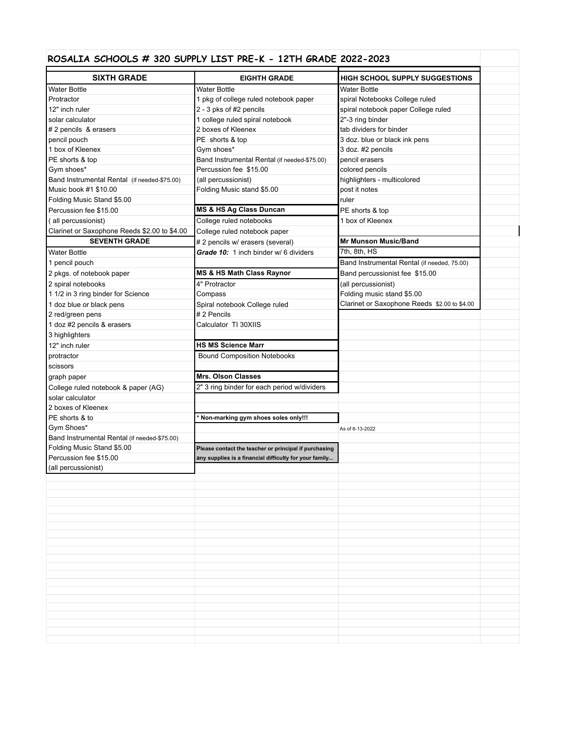# ROSALIA SCHOOLS # 320 SUPPLY LIST PRE-K - 12TH GRADE 2022-2023

| SIXTH GRADE | EIGHTH GRADE | HIGH SCHOOL SUPPLY SUGGESTIONS |
|---|---|---|
| Water Bottle | Water Bottle | Water Bottle |
| Protractor | 1 pkg of college ruled notebook paper | spiral Notebooks College ruled |
| 12" inch ruler | 2 - 3 pks of #2 pencils | spiral notebook paper College ruled |
| solar calculator | 1 college ruled spiral notebook | 2"-3 ring binder |
| # 2 pencils & erasers | 2 boxes of Kleenex | tab dividers for binder |
| pencil pouch | PE shorts & top | 3 doz. blue or black ink pens |
| 1 box of Kleenex | Gym shoes* | 3 doz. #2 pencils |
| PE shorts & top | Band Instrumental Rental (if needed-$75.00) | pencil erasers |
| Gym shoes* | Percussion fee $15.00 | colored pencils |
| Band Instrumental Rental (if needed-$75.00) | (all percussionist) | highlighters - multicolored |
| Music book #1 $10.00 | Folding Music stand $5.00 | post it notes |
| Folding Music Stand $5.00 | | ruler |
| Percussion fee $15.00 | **MS & HS Ag Class Duncan** | PE shorts & top |
| ( all percussionist) | College ruled notebooks | 1 box of Kleenex |
| Clarinet or Saxophone Reeds $2.00 to $4.00 | College ruled notebook paper | |
| **SEVENTH GRADE** | # 2 pencils w/ erasers (several) | **Mr Munson Music/Band** |
| Water Bottle | ***Grade 10:*** 1 inch binder w/ 6 dividers | 7th, 8th, HS |
| 1 pencil pouch | | Band Instrumental Rental (if needed, 75.00) |
| 2 pkgs. of notebook paper | **MS & HS Math Class Raynor** | Band percussionist fee $15.00 |
| 2 spiral notebooks | 4" Protractor | (all percussionist) |
| 1 1/2 in 3 ring binder for Science | Compass | Folding music stand $5.00 |
| 1 doz blue or black pens | Spiral notebook College ruled | Clarinet or Saxophone Reeds $2.00 to $4.00 |
| 2 red/green pens | # 2 Pencils | |
| 1 doz #2 pencils & erasers | Calculator TI 30XIIS | |
| 3 highlighters | | |
| 12" inch ruler | **HS MS Science Marr** | |
| protractor | Bound Composition Notebooks | |
| scissors | | |
| graph paper | **Mrs. Olson Classes** | |
| College ruled notebook & paper (AG) | 2" 3 ring binder for each period w/dividers | |
| solar calculator | | |
| 2 boxes of Kleenex | | |
| PE shorts & to | *** Non-marking gym shoes soles only!!!** | |
| Gym Shoes* | | As of 6-13-2022 |
| Band Instrumental Rental (if needed-$75.00) | | |
| Folding Music Stand $5.00 | **Please contact the teacher or principal if purchasing** | |
| Percussion fee $15.00 | **any supplies is a financial difficulty for your family...** | |
| (all percussionist) | | |